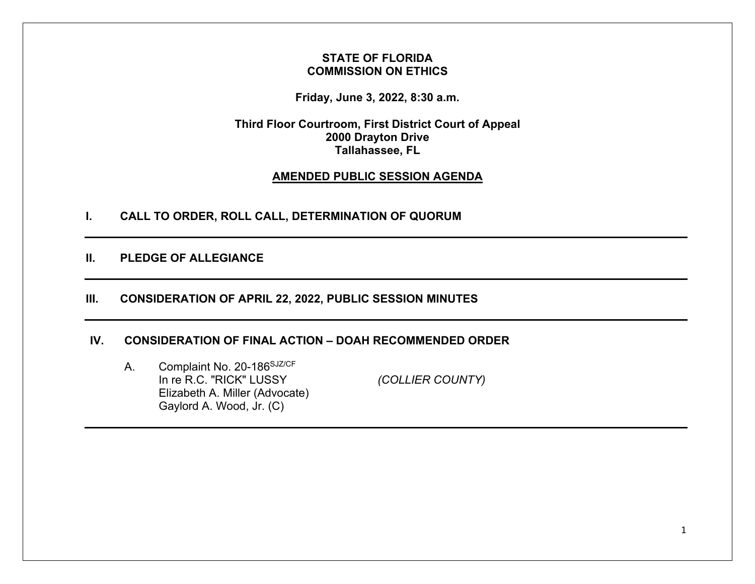**STATE OF FLORIDA**
**COMMISSION ON ETHICS**

**Friday, June 3, 2022, 8:30 a.m.**

**Third Floor Courtroom, First District Court of Appeal**
**2000 Drayton Drive**
**Tallahassee, FL**

**AMENDED PUBLIC SESSION AGENDA**

## I. CALL TO ORDER, ROLL CALL, DETERMINATION OF QUORUM

---

## II. PLEDGE OF ALLEGIANCE

---

## III. CONSIDERATION OF APRIL 22, 2022, PUBLIC SESSION MINUTES

---

## IV. CONSIDERATION OF FINAL ACTION – DOAH RECOMMENDED ORDER

A. Complaint No. 20-186[SJZ/CF]
In re R.C. "RICK" LUSSY *(COLLIER COUNTY)*
Elizabeth A. Miller (Advocate)
Gaylord A. Wood, Jr. (C)

---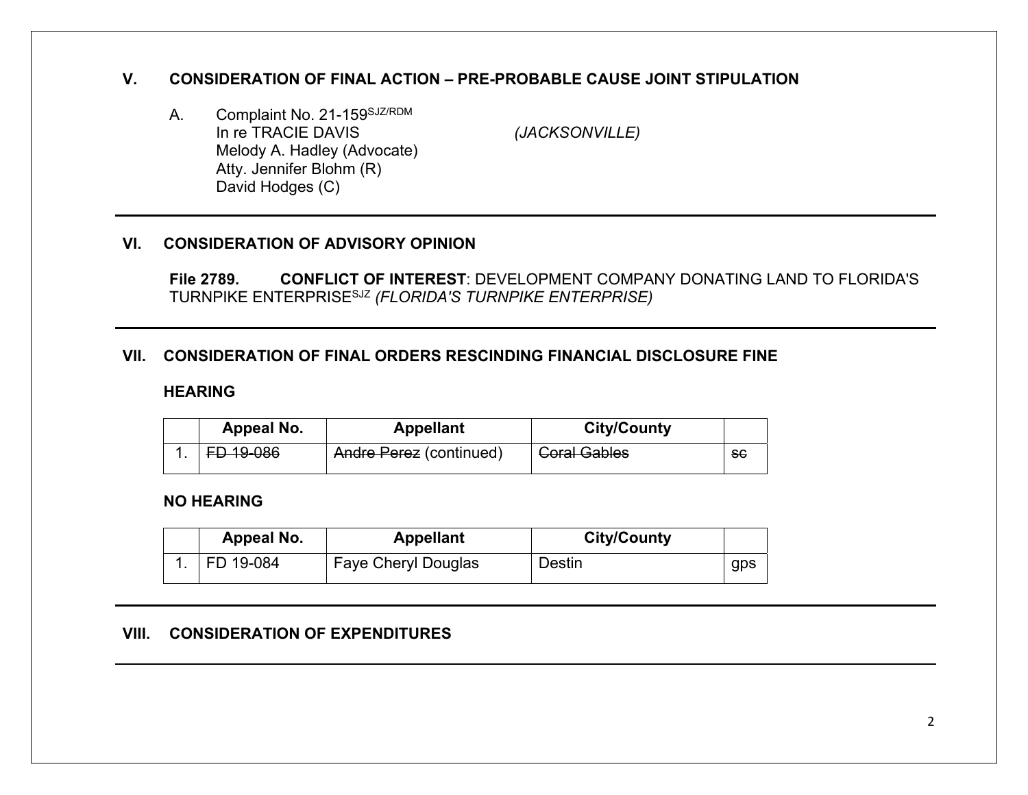## V. CONSIDERATION OF FINAL ACTION – PRE-PROBABLE CAUSE JOINT STIPULATION

A. Complaint No. 21-159[SJZ/RDM]
In re TRACIE DAVIS *(JACKSONVILLE)*
Melody A. Hadley (Advocate)
Atty. Jennifer Blohm (R)
David Hodges (C)

---

## VI. CONSIDERATION OF ADVISORY OPINION

**File 2789. CONFLICT OF INTEREST**: DEVELOPMENT COMPANY DONATING LAND TO FLORIDA'S TURNPIKE ENTERPRISE[SJZ] *(FLORIDA'S TURNPIKE ENTERPRISE)*

---

## VII. CONSIDERATION OF FINAL ORDERS RESCINDING FINANCIAL DISCLOSURE FINE

### HEARING

| | Appeal No. | Appellant | City/County | |
|---|---|---|---|---|
| 1. | ~~FD 19-086~~ | ~~Andre Perez~~ (continued) | ~~Coral Gables~~ | ~~sc~~ |

### NO HEARING

| | Appeal No. | Appellant | City/County | |
|---|---|---|---|---|
| 1. | FD 19-084 | Faye Cheryl Douglas | Destin | gps |

---

## VIII. CONSIDERATION OF EXPENDITURES

---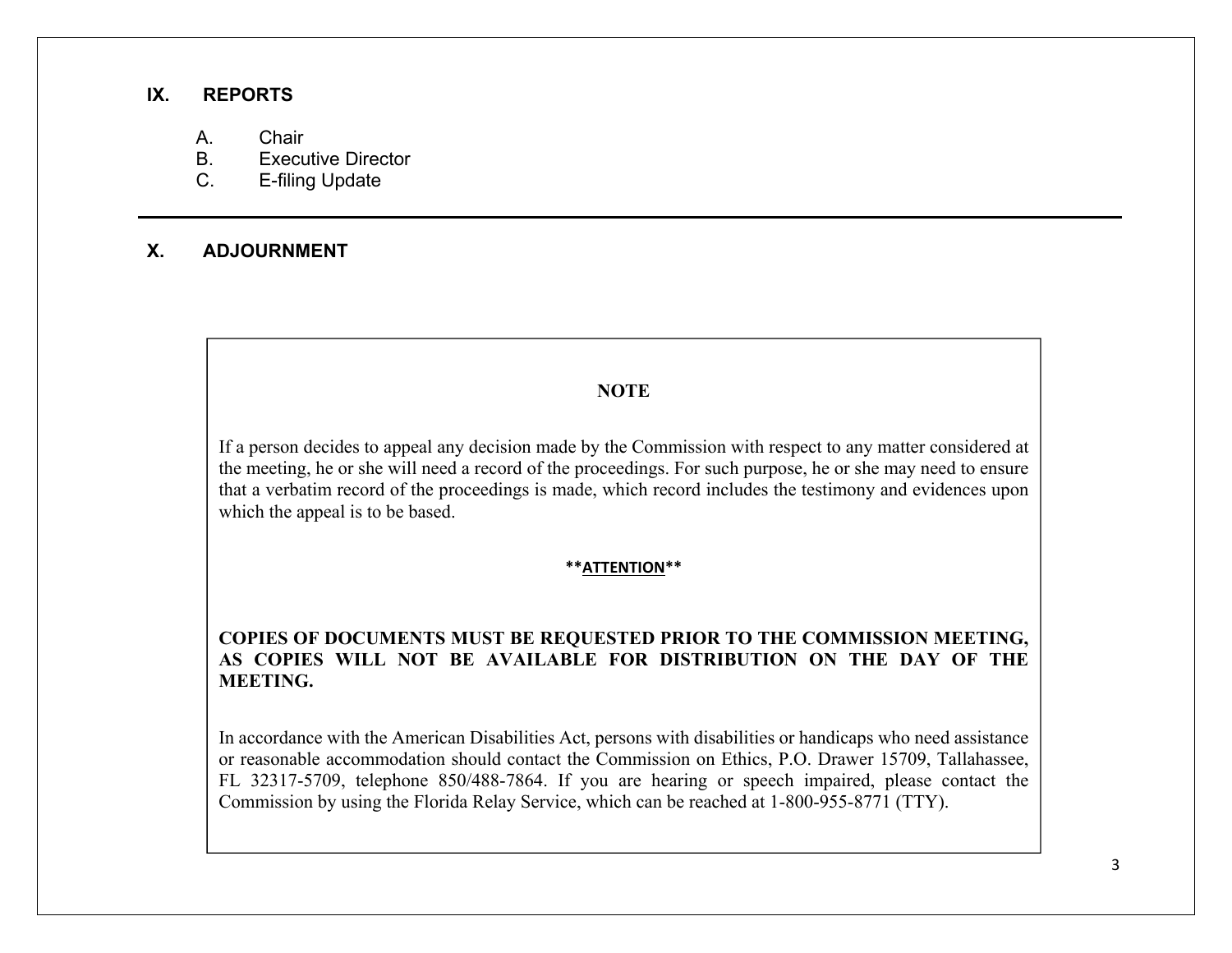## IX. REPORTS

A. Chair
B. Executive Director
C. E-filing Update

---

## X. ADJOURNMENT

**NOTE**

If a person decides to appeal any decision made by the Commission with respect to any matter considered at the meeting, he or she will need a record of the proceedings. For such purpose, he or she may need to ensure that a verbatim record of the proceedings is made, which record includes the testimony and evidences upon which the appeal is to be based.

**\*\*ATTENTION\*\***

**COPIES OF DOCUMENTS MUST BE REQUESTED PRIOR TO THE COMMISSION MEETING, AS COPIES WILL NOT BE AVAILABLE FOR DISTRIBUTION ON THE DAY OF THE MEETING.**

In accordance with the American Disabilities Act, persons with disabilities or handicaps who need assistance or reasonable accommodation should contact the Commission on Ethics, P.O. Drawer 15709, Tallahassee, FL 32317-5709, telephone 850/488-7864. If you are hearing or speech impaired, please contact the Commission by using the Florida Relay Service, which can be reached at 1-800-955-8771 (TTY).